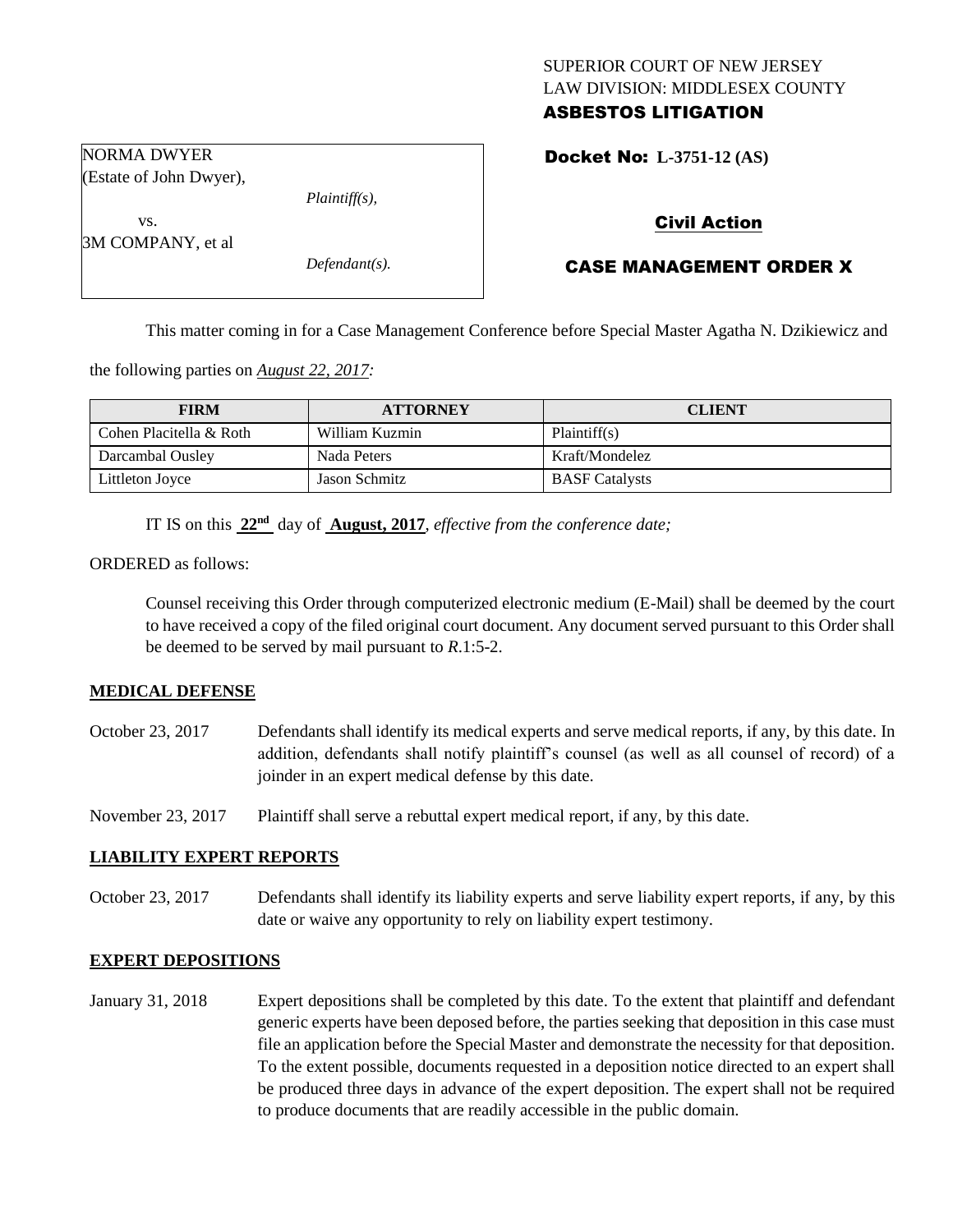SUPERIOR COURT OF NEW JERSEY
LAW DIVISION: MIDDLESEX COUNTY
**ASBESTOS LITIGATION**

NORMA DWYER
(Estate of John Dwyer),

*Plaintiff(s),*

vs.

3M COMPANY, et al

*Defendant(s).*

**Docket No: L-3751-12 (AS)**

**Civil Action**

**CASE MANAGEMENT ORDER X**

This matter coming in for a Case Management Conference before Special Master Agatha N. Dzikiewicz and the following parties on *August 22, 2017:*

| FIRM | ATTORNEY | CLIENT |
| --- | --- | --- |
| Cohen Placitella & Roth | William Kuzmin | Plaintiff(s) |
| Darcambal Ousley | Nada Peters | Kraft/Mondelez |
| Littleton Joyce | Jason Schmitz | BASF Catalysts |

IT IS on this **22nd** day of **August, 2017**, *effective from the conference date;*

ORDERED as follows:

Counsel receiving this Order through computerized electronic medium (E-Mail) shall be deemed by the court to have received a copy of the filed original court document. Any document served pursuant to this Order shall be deemed to be served by mail pursuant to *R*.1:5-2.

**MEDICAL DEFENSE**

October 23, 2017 Defendants shall identify its medical experts and serve medical reports, if any, by this date. In addition, defendants shall notify plaintiff's counsel (as well as all counsel of record) of a joinder in an expert medical defense by this date.

November 23, 2017 Plaintiff shall serve a rebuttal expert medical report, if any, by this date.

**LIABILITY EXPERT REPORTS**

October 23, 2017 Defendants shall identify its liability experts and serve liability expert reports, if any, by this date or waive any opportunity to rely on liability expert testimony.

**EXPERT DEPOSITIONS**

January 31, 2018 Expert depositions shall be completed by this date. To the extent that plaintiff and defendant generic experts have been deposed before, the parties seeking that deposition in this case must file an application before the Special Master and demonstrate the necessity for that deposition. To the extent possible, documents requested in a deposition notice directed to an expert shall be produced three days in advance of the expert deposition. The expert shall not be required to produce documents that are readily accessible in the public domain.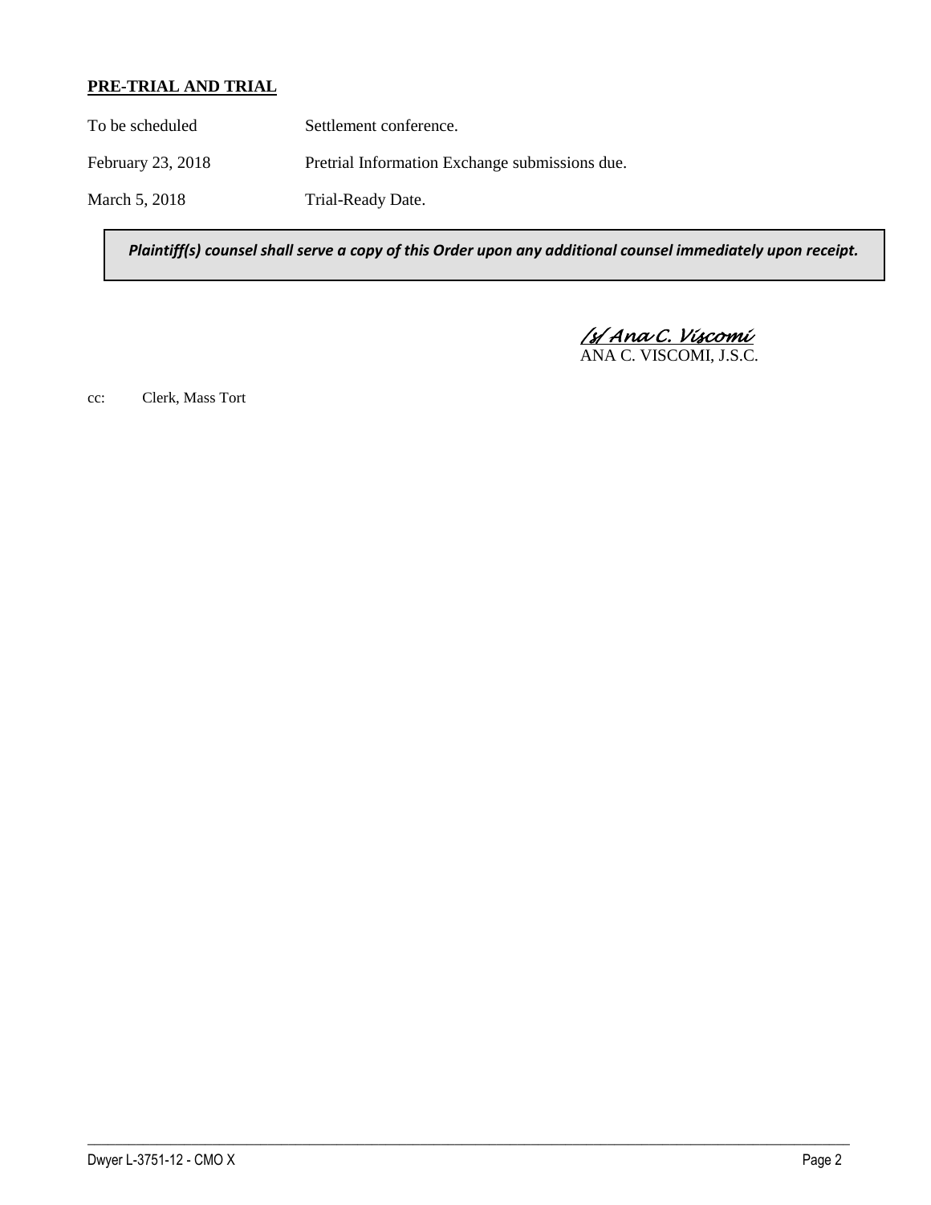**PRE-TRIAL AND TRIAL**

| | |
|---|---|
| To be scheduled | Settlement conference. |
| February 23, 2018 | Pretrial Information Exchange submissions due. |
| March 5, 2018 | Trial-Ready Date. |

***Plaintiff(s) counsel shall serve a copy of this Order upon any additional counsel immediately upon receipt.***

/s/ Ana C. Viscomi
ANA C. VISCOMI, J.S.C.

cc: Clerk, Mass Tort